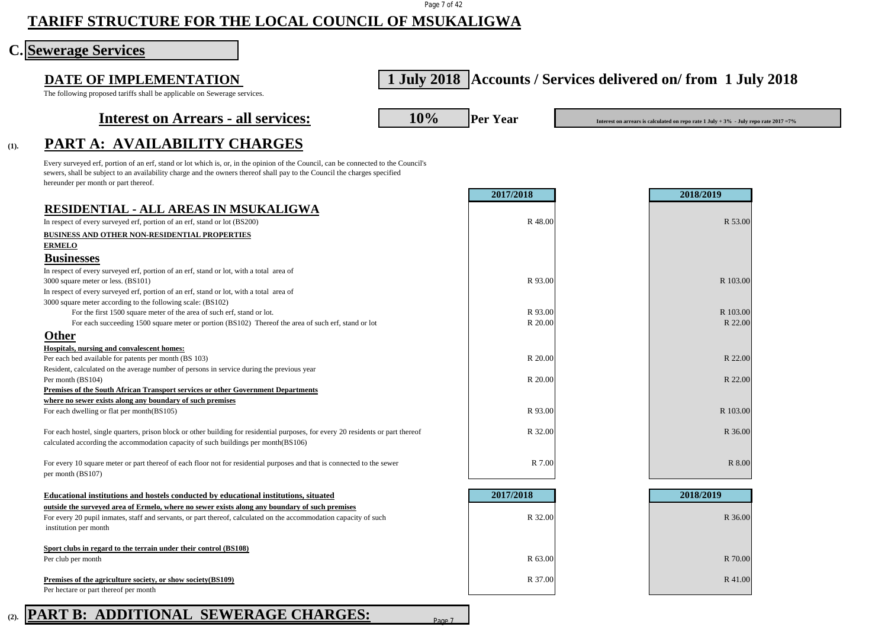# TARIFF STRUCTURE FOR THE LOCAL COUNCIL OF MSUKALIGWA

## C. Sewerage Services

### DATE OF IMPLEMENTATION **1 July 2018** Accounts / Services delivered on/ from 1 July 2018

The following proposed tariffs shall be applicable on Sewerage services.

### Interest on Arrears - all services: **10%** Per Year

Interest on arrears is calculated on repo rate 1 July + 3% - July repo rate 2017 =7%

## (1). PART A: AVAILABILITY CHARGES

Every surveyed erf, portion of an erf, stand or lot which is, or, in the opinion of the Council, can be connected to the Council's sewers, shall be subject to an availability charge and the owners thereof shall pay to the Council the charges specified hereunder per month or part thereof.

| | 2017/2018 | 2018/2019 |
|---|---|---|
| **RESIDENTIAL - ALL AREAS IN MSUKALIGWA** | | |
| In respect of every surveyed erf, portion of an erf, stand or lot (BS200) | R 48.00 | R 53.00 |
| **BUSINESS AND OTHER NON-RESIDENTIAL PROPERTIES** | | |
| **ERMELO** | | |
| **Businesses** | | |
| In respect of every surveyed erf, portion of an erf, stand or lot, with a total area of 3000 square meter or less. (BS101) | R 93.00 | R 103.00 |
| In respect of every surveyed erf, portion of an erf, stand or lot, with a total area of 3000 square meter according to the following scale: (BS102) | | |
| For the first 1500 square meter of the area of such erf, stand or lot. | R 93.00 | R 103.00 |
| For each succeeding 1500 square meter or portion (BS102) Thereof the area of such erf, stand or lot | R 20.00 | R 22.00 |
| **Other** | | |
| **Hospitals, nursing and convalescent homes:** | | |
| Per each bed available for patents per month (BS 103) | R 20.00 | R 22.00 |
| Resident, calculated on the average number of persons in service during the previous year Per month (BS104) | R 20.00 | R 22.00 |
| **Premises of the South African Transport services or other Government Departments where no sewer exists along any boundary of such premises** | | |
| For each dwelling or flat per month(BS105) | R 93.00 | R 103.00 |
| For each hostel, single quarters, prison block or other building for residential purposes, for every 20 residents or part thereof calculated according the accommodation capacity of such buildings per month(BS106) | R 32.00 | R 36.00 |
| For every 10 square meter or part thereof of each floor not for residential purposes and that is connected to the sewer per month (BS107) | R 7.00 | R 8.00 |

| | 2017/2018 | 2018/2019 |
|---|---|---|
| **Educational institutions and hostels conducted by educational institutions, situated outside the surveyed area of Ermelo, where no sewer exists along any boundary of such premises** | | |
| For every 20 pupil inmates, staff and servants, or part thereof, calculated on the accommodation capacity of such institution per month | R 32.00 | R 36.00 |
| **Sport clubs in regard to the terrain under their control (BS108)** | | |
| Per club per month | R 63.00 | R 70.00 |
| **Premises of the agriculture society, or show society(BS109)** | | |
| Per hectare or part thereof per month | R 37.00 | R 41.00 |

## (2). PART B: ADDITIONAL SEWERAGE CHARGES: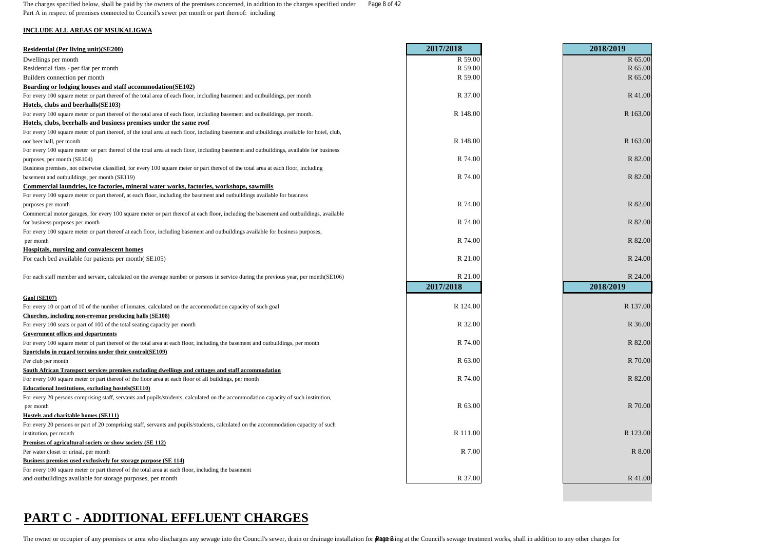The charges specified below, shall be paid by the owners of the premises concerned, in addition to the charges specified under Part A in respect of premises connected to Council's sewer per month or part thereof: including

**INCLUDE ALL AREAS OF MSUKALIGWA**

| Residential (Per living unit)(SE200) | 2017/2018 | 2018/2019 |
|---|---|---|
| Dwellings per month | R 59.00 | R 65.00 |
| Residential flats - per flat per month | R 59.00 | R 65.00 |
| Builders connection per month | R 59.00 | R 65.00 |
| **Boarding or lodging houses and staff accommodation(SE102)** | | |
| For every 100 square meter or part thereof of the total area of each floor, including basement and outbuildings, per month | R 37.00 | R 41.00 |
| **Hotels, clubs and beerhalls(SE103)** | | |
| For every 100 square meter or part thereof of the total area of each floor, including basement and outbuildings, per month. | R 148.00 | R 163.00 |
| **Hotels, clubs, beerhalls and business premises under the same roof** | | |
| For every 100 square meter of part thereof, of the total area at each floor, including basement and utbuildings available for hotel, club, oor beer hall, per month | R 148.00 | R 163.00 |
| For every 100 square meter or part thereof of the total area at each floor, including basement and outbuildings, available for business purposes, per month (SE104) | R 74.00 | R 82.00 |
| Business premises, not otherwise classified, for every 100 square meter or part thereof of the total area at each floor, including basement and outbuildings, per month (SE119) | R 74.00 | R 82.00 |
| **Commercial laundries, ice factories, mineral water works, factories, workshops, sawmills** | | |
| For every 100 square meter or part thereof, at each floor, including the basement and outbuildings available for business purposes per month | R 74.00 | R 82.00 |
| Commercial motor garages, for every 100 square meter or part thereof at each floor, including the basement and outbuildings, available for business purposes per month | R 74.00 | R 82.00 |
| For every 100 square meter or part thereof at each floor, including basement and outbuildings available for business purposes, per month | R 74.00 | R 82.00 |
| **Hospitals, nursing and convalescent homes** | | |
| For each bed available for patients per month( SE105) | R 21.00 | R 24.00 |
| For each staff member and servant, calculated on the average number or persons in service during the previous year, per month(SE106) | R 21.00 | R 24.00 |
| | **2017/2018** | **2018/2019** |
| **Gaol (SE107)** | | |
| For every 10 or part of 10 of the number of inmates, calculated on the accommodation capacity of such goal | R 124.00 | R 137.00 |
| **Churches, including non-revenue producing halls (SE108)** | | |
| For every 100 seats or part of 100 of the total seating capacity per month | R 32.00 | R 36.00 |
| **Government offices and departments** | | |
| For every 100 square meter of part thereof of the total area at each floor, including the basement and outbuildings, per month | R 74.00 | R 82.00 |
| **Sportclubs in regard terrains under their control(SE109)** | | |
| Per club per month | R 63.00 | R 70.00 |
| **South African Transport services premises excluding dwellings and cottages and staff accommodation** | | |
| For every 100 square meter or part thereof of the floor area at each floor of all buildings, per month | R 74.00 | R 82.00 |
| **Educational Institutions, excluding hostels(SE110)** | | |
| For every 20 persons comprising staff, servants and pupils/students, calculated on the accommodation capacity of such institution, per month | R 63.00 | R 70.00 |
| **Hostels and charitable homes (SE111)** | | |
| For every 20 persons or part of 20 comprising staff, servants and pupils/students, calculated on the accommodation capacity of such institution, per month | R 111.00 | R 123.00 |
| **Premises of agricultural society or show society (SE 112)** | | |
| Per water closet or urinal, per month | R 7.00 | R 8.00 |
| **Business premises used exclusively for storage purpose (SE 114)** | | |
| For every 100 square meter or part thereof of the total area at each floor, including the basement and outbuildings available for storage purposes, per month | R 37.00 | R 41.00 |

# PART C - ADDITIONAL EFFLUENT CHARGES

The owner or occupier of any premises or area who discharges any sewage into the Council's sewer, drain or drainage installation for processing at the Council's sewage treatment works, shall in addition to any other charges for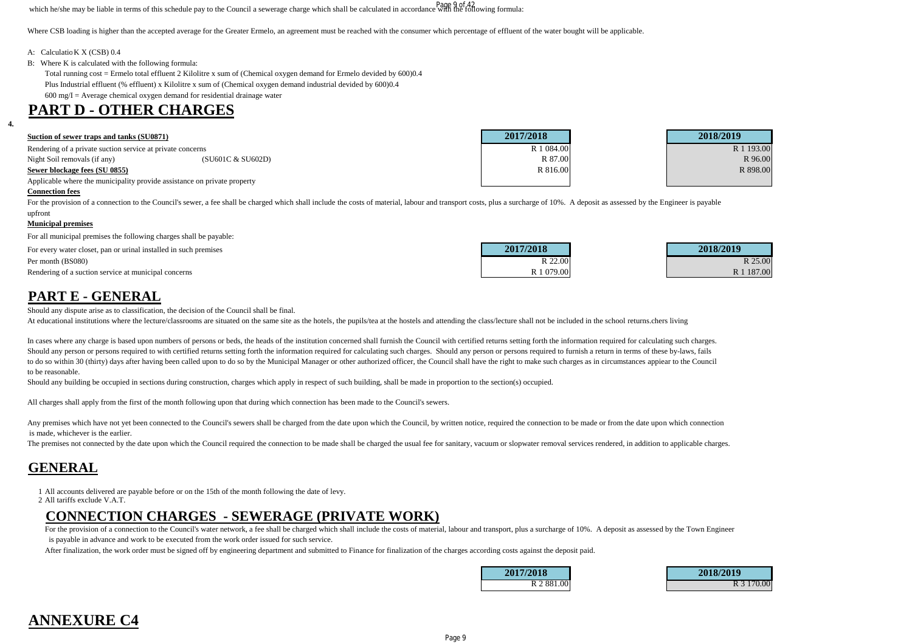which he/she may be liable in terms of this schedule pay to the Council a sewerage charge which shall be calculated in accordance with the following formula:

Where CSB loading is higher than the accepted average for the Greater Ermelo, an agreement must be reached with the consumer which percentage of effluent of the water bought will be applicable.

A: Calculatio K X (CSB) 0.4

B: Where K is calculated with the following formula:

Total running cost = Ermelo total effluent 2 Kilolitre x sum of (Chemical oxygen demand for Ermelo devided by 600)0.4

Plus Industrial effluent (% effluent) x Kilolitre x sum of (Chemical oxygen demand industrial devided by 600)0.4

600 mg/I = Average chemical oxygen demand for residential drainage water

# PART D - OTHER CHARGES

**4.**

| | | 2017/2018 | 2018/2019 |
|---|---|---|---|
| **Suction of sewer traps and tanks (SU0871)** | | | |
| Rendering of a private suction service at private concerns | | R 1 084.00 | R 1 193.00 |
| Night Soil removals (if any) | (SU601C & SU602D) | R 87.00 | R 96.00 |
| **Sewer blockage fees (SU 0855)** | | R 816.00 | R 898.00 |
| Applicable where the municipality provide assistance on private property | | | |

**Connection fees**

For the provision of a connection to the Council's sewer, a fee shall be charged which shall include the costs of material, labour and transport costs, plus a surcharge of 10%. A deposit as assessed by the Engineer is payable upfront

**Municipal premises**

For all municipal premises the following charges shall be payable:

| | 2017/2018 | 2018/2019 |
|---|---|---|
| For every water closet, pan or urinal installed in such premises | | |
| Per month (BS080) | R 22.00 | R 25.00 |
| Rendering of a suction service at municipal concerns | R 1 079.00 | R 1 187.00 |

# PART E - GENERAL

Should any dispute arise as to classification, the decision of the Council shall be final.

At educational institutions where the lecture/classrooms are situated on the same site as the hotels, the pupils/tea at the hostels and attending the class/lecture shall not be included in the school returns.chers living

In cases where any charge is based upon numbers of persons or beds, the heads of the institution concerned shall furnish the Council with certified returns setting forth the information required for calculating such charges. Should any person or persons required to with certified returns setting forth the information required for calculating such charges. Should any person or persons required to furnish a return in terms of these by-laws, fails to do so within 30 (thirty) days after having been called upon to do so by the Municipal Manager or other authorized officer, the Council shall have the right to make such charges as in circumstances appiear to the Council to be reasonable.

Should any building be occupied in sections during construction, charges which apply in respect of such building, shall be made in proportion to the section(s) occupied.

All charges shall apply from the first of the month following upon that during which connection has been made to the Council's sewers.

Any premises which have not yet been connected to the Council's sewers shall be charged from the date upon which the Council, by written notice, required the connection to be made or from the date upon which connection is made, whichever is the earlier.

The premises not connected by the date upon which the Council required the connection to be made shall be charged the usual fee for sanitary, vacuum or slopwater removal services rendered, in addition to applicable charges.

# GENERAL

1. All accounts delivered are payable before or on the 15th of the month following the date of levy.
2. All tariffs exclude V.A.T.

## CONNECTION CHARGES - SEWERAGE (PRIVATE WORK)

For the provision of a connection to the Council's water network, a fee shall be charged which shall include the costs of material, labour and transport, plus a surcharge of 10%. A deposit as assessed by the Town Engineer is payable in advance and work to be executed from the work order issued for such service.

After finalization, the work order must be signed off by engineering department and submitted to Finance for finalization of the charges according costs against the deposit paid.

| 2017/2018 | 2018/2019 |
|---|---|
| R 2 881.00 | R 3 170.00 |

# ANNEXURE C4